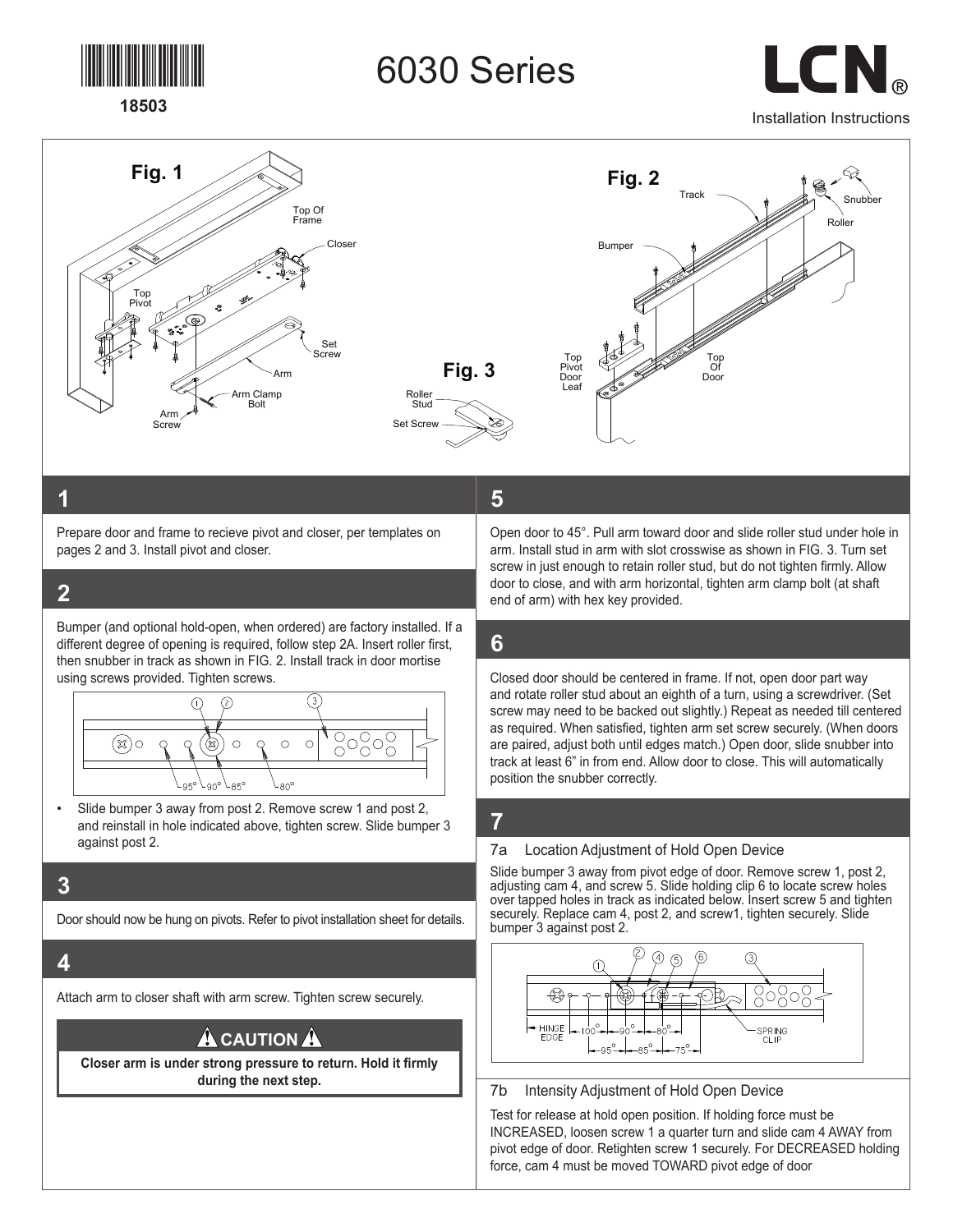18503

# 6030 Series

LCN®

Installation Instructions

Fig. 1

Top Of Frame

Closer

Top Pivot

Set Screw

Arm

Arm Clamp Bolt

Arm Screw

Fig. 2

Track

Snubber

Roller

Bumper

Top Pivot Door Leaf

Top Of Door

Fig. 3

Roller Stud

Set Screw

## 1

Prepare door and frame to recieve pivot and closer, per templates on pages 2 and 3. Install pivot and closer.

## 2

Bumper (and optional hold-open, when ordered) are factory installed. If a different degree of opening is required, follow step 2A. Insert roller first, then snubber in track as shown in FIG. 2. Install track in door mortise using screws provided. Tighten screws.

95° 90° 85° 80°

- Slide bumper 3 away from post 2. Remove screw 1 and post 2, and reinstall in hole indicated above, tighten screw. Slide bumper 3 against post 2.

## 3

Door should now be hung on pivots. Refer to pivot installation sheet for details.

## 4

Attach arm to closer shaft with arm screw. Tighten screw securely.

**⚠ CAUTION ⚠**

**Closer arm is under strong pressure to return. Hold it firmly during the next step.**

## 5

Open door to 45˚. Pull arm toward door and slide roller stud under hole in arm. Install stud in arm with slot crosswise as shown in FIG. 3. Turn set screw in just enough to retain roller stud, but do not tighten firmly. Allow door to close, and with arm horizontal, tighten arm clamp bolt (at shaft end of arm) with hex key provided.

## 6

Closed door should be centered in frame. If not, open door part way and rotate roller stud about an eighth of a turn, using a screwdriver. (Set screw may need to be backed out slightly.) Repeat as needed till centered as required. When satisfied, tighten arm set screw securely. (When doors are paired, adjust both until edges match.) Open door, slide snubber into track at least 6" in from end. Allow door to close. This will automatically position the snubber correctly.

## 7

### 7a Location Adjustment of Hold Open Device

Slide bumper 3 away from pivot edge of door. Remove screw 1, post 2, adjusting cam 4, and screw 5. Slide holding clip 6 to locate screw holes over tapped holes in track as indicated below. Insert screw 5 and tighten securely. Replace cam 4, post 2, and screw1, tighten securely. Slide bumper 3 against post 2.

HINGE EDGE 100° 90° 80° 95° 85° 75° SPRING CLIP

### 7b Intensity Adjustment of Hold Open Device

Test for release at hold open position. If holding force must be INCREASED, loosen screw 1 a quarter turn and slide cam 4 AWAY from pivot edge of door. Retighten screw 1 securely. For DECREASED holding force, cam 4 must be moved TOWARD pivot edge of door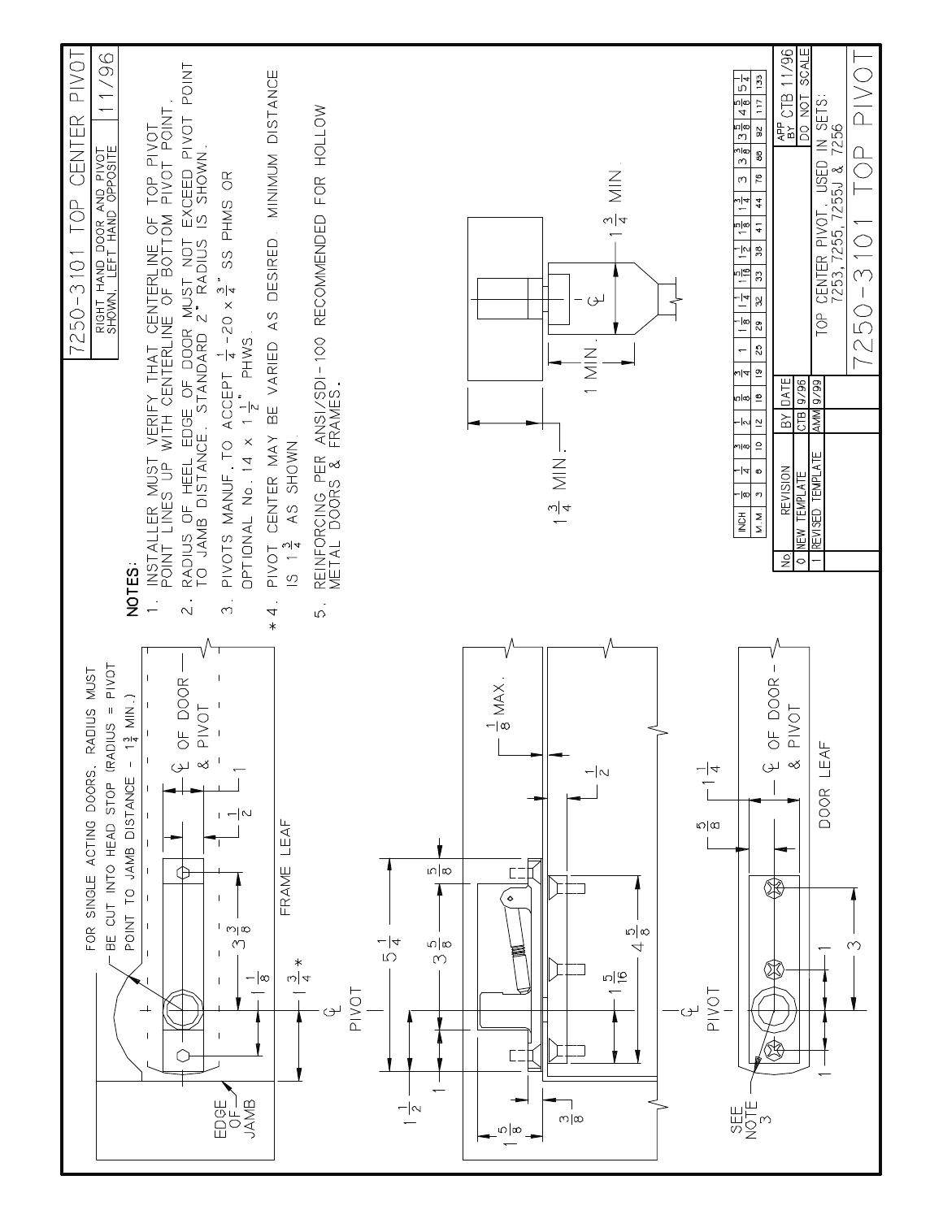# 7250-3101 TOP CENTER PIVOT

RIGHT HAND DOOR AND PIVOT SHOWN. LEFT HAND OPPOSITE — 11/96

**NOTES:**

1. INSTALLER MUST VERIFY THAT CENTERLINE OF TOP PIVOT POINT LINES UP WITH CENTERLINE OF BOTTOM PIVOT POINT.
2. RADIUS OF HEEL EDGE OF DOOR MUST NOT EXCEED PIVOT POINT TO JAMB DISTANCE. STANDARD 2" RADIUS IS SHOWN.
3. PIVOTS MANUF. TO ACCEPT $\frac{1}{4}$-20 x $\frac{3}{4}$" SS PHMS OR OPTIONAL No. 14 x $1\frac{1}{2}$" PHWS.
4. \* PIVOT CENTER MAY BE VARIED AS DESIRED. MINIMUM DISTANCE IS $1\frac{3}{4}$ AS SHOWN.
5. REINFORCING PER ANSI/SDI-100 RECOMMENDED FOR HOLLOW METAL DOORS & FRAMES.

FOR SINGLE ACTING DOORS, RADIUS MUST BE CUT INTO HEAD STOP (RADIUS = PIVOT POINT TO JAMB DISTANCE - $1\frac{3}{4}$ MIN.)

EDGE OF JAMB — ℄ OF DOOR & PIVOT — FRAME LEAF — $1\frac{1}{8}$ — $3\frac{3}{8}$ — $\frac{1}{2}$ — 1 — $1\frac{3}{4}$\* — ℄ PIVOT

$5\frac{1}{4}$ — $3\frac{5}{8}$ — $\frac{5}{8}$ — 1 — $1\frac{1}{2}$ — $1\frac{5}{8}$ — $\frac{3}{8}$ — $1\frac{5}{16}$ — $4\frac{5}{8}$ — $\frac{1}{8}$ MAX. — $\frac{1}{2}$

℄ PIVOT — SEE NOTE 3 — 1 — 1 — 3 — $\frac{5}{8}$ — $1\frac{1}{4}$ — ℄ OF DOOR & PIVOT — DOOR LEAF

$1\frac{3}{4}$ MIN. — 1 MIN. — $1\frac{3}{4}$ MIN. — ℄

| INCH | $\frac{1}{8}$ | $\frac{1}{4}$ | $\frac{3}{8}$ | $\frac{1}{2}$ | $\frac{5}{8}$ | $\frac{3}{4}$ | 1 | $1\frac{1}{8}$ | $1\frac{1}{4}$ | $1\frac{5}{16}$ | $1\frac{1}{2}$ | $1\frac{5}{8}$ | $1\frac{3}{4}$ | 3 | $3\frac{3}{8}$ | $3\frac{5}{8}$ | $4\frac{5}{8}$ | $5\frac{1}{4}$ |
|---|---|---|---|---|---|---|---|---|---|---|---|---|---|---|---|---|---|---|
| M.M | 3 | 6 | 10 | 12 | 16 | 19 | 25 | 29 | 32 | 33 | 38 | 41 | 44 | 76 | 86 | 92 | 117 | 133 |

| No. | REVISION | BY | DATE |
|---|---|---|---|
| 0 | NEW TEMPLATE | CTB | 9/96 |
| 1 | REVISED TEMPLATE | AMM | 9/99 |

APP BY CTB 11/96 — DO NOT SCALE

TOP CENTER PIVOT, USED IN SETS: 7253, 7255, 7255J & 7256

7250-3101 TOP PIVOT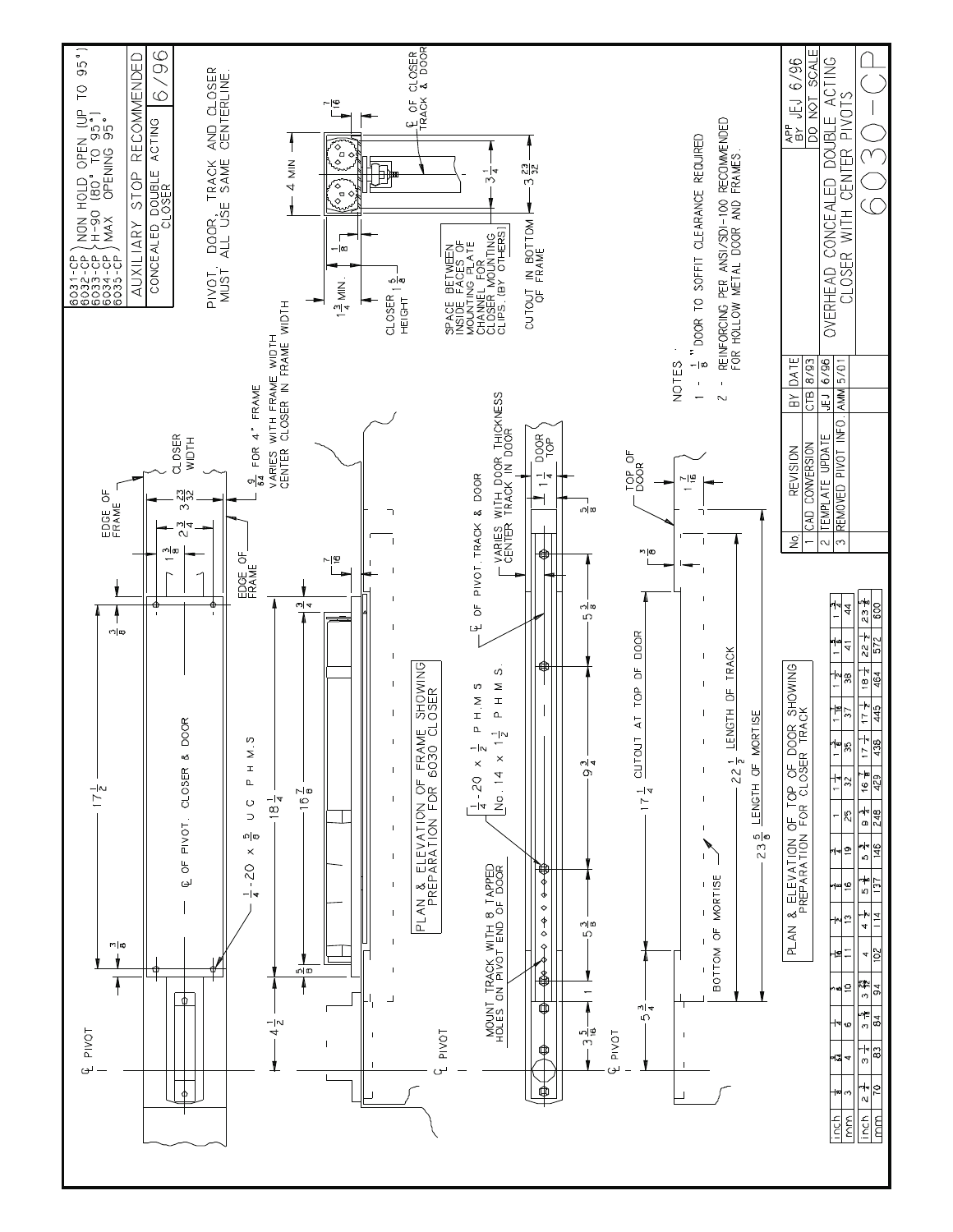6031-CP } NON HOLD OPEN (UP TO 95°)
6032-CP } H-90 (80° TO 95°)
6033-CP } MAX OPENING 95°
6034-CP
6035-CP

AUXILIARY STOP RECOMMENDED

CONCEALED DOUBLE ACTING CLOSER 6/96

PIVOT, DOOR, TRACK AND CLOSER MUST ALL USE SAME CENTERLINE.

4 MIN

7/16

℄ OF CLOSER TRACK & DOOR

1 3/4 MIN.

1/8

CLOSER HEIGHT 1 5/8

3 1/4

3 23/32

SPACE BETWEEN INSIDE FACES OF MOUNTING PLATE CHANNEL FOR CLOSER MOUNTING CLIPS. (BY OTHERS)

CUTOUT IN BOTTOM OF FRAME

## PLAN & ELEVATION OF FRAME SHOWING PREPARATION FOR 6030 CLOSER

℄ PIVOT

3/8

17 1/2

3/8

EDGE OF FRAME

1 3/8

2 3/4

3 23/32

CLOSER WIDTH

9/64 FOR 4" FRAME

VARIES WITH FRAME WIDTH CENTER CLOSER IN FRAME WIDTH

℄ OF PIVOT, CLOSER & DOOR

1/4-20 × 5/8 U C P H M S

EDGE OF FRAME

4 1/2

18 1/4

16 7/8

5/8

3/4

7/16

## PLAN & ELEVATION OF TOP OF DOOR SHOWING PREPARATION FOR CLOSER TRACK

℄ PIVOT

MOUNT TRACK WITH 8 TAPPED HOLES ON PIVOT END OF DOOR

1/4-20 × 1/2 P H M S

No. 14 × 1 1/2 P H M S

℄ OF PIVOT TRACK & DOOR

VARIES WITH DOOR THICKNESS CENTER TRACK IN DOOR

DOOR TOP 1 1/4

5/8

3 5/16

1

5 3/8

9 3/4

5 3/8

℄ PIVOT

5 3/4

17 1/4 CUTOUT AT TOP OF DOOR

TOP OF DOOR

3/8

1 7/16

BOTTOM OF MORTISE

22 1/2 LENGTH OF TRACK

23 5/8 LENGTH OF MORTISE

NOTES :

1 - 1/8 " DOOR TO SOFFIT CLEARANCE REQUIRED

2 - REINFORCING PER ANSI/SDI-100 RECOMMENDED FOR HOLLOW METAL DOOR AND FRAMES.

| inch | 1/8 | 9/64 | 1/4 | 3/8 | 7/16 | 1/2 | 5/8 | 3/4 | 1 | 1 1/4 | 1 3/8 | 1 7/16 | 1 1/2 | 1 5/8 | 1 3/4 |
|---|---|---|---|---|---|---|---|---|---|---|---|---|---|---|---|
| mm | 3 | 4 | 6 | 10 | 11 | 13 | 16 | 19 | 25 | 32 | 35 | 37 | 38 | 41 | 44 |

| inch | 2 3/4 | 3 1/4 | 3 5/16 | 3 23/32 | 4 | 4 1/2 | 5 3/8 | 5 3/4 | 9 3/4 | 16 7/8 | 17 1/4 | 17 1/2 | 18 1/4 | 22 1/2 | 23 5/8 |
|---|---|---|---|---|---|---|---|---|---|---|---|---|---|---|---|
| mm | 70 | 83 | 84 | 94 | 102 | 114 | 137 | 146 | 248 | 429 | 438 | 445 | 464 | 572 | 600 |

| No. | REVISION | BY | DATE |
|---|---|---|---|
| 1 | CAD CONVERSION | CTB | 8/93 |
| 2 | TEMPLATE UPDATE | JEJ | 6/96 |
| 3 | REMOVED PIVOT INFO. | AMM | 5/01 |

APP BY JEJ 6/96

DO NOT SCALE

OVERHEAD CONCEALED DOUBLE ACTING CLOSER WITH CENTER PIVOTS

# 6030-CP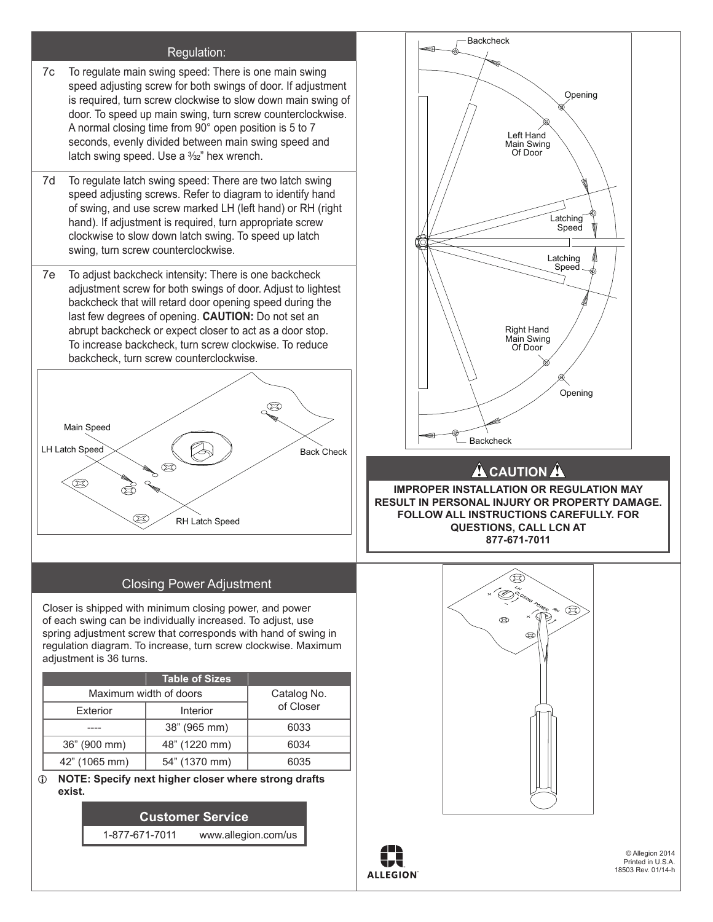## Regulation:

7c To regulate main swing speed: There is one main swing speed adjusting screw for both swings of door. If adjustment is required, turn screw clockwise to slow down main swing of door. To speed up main swing, turn screw counterclockwise. A normal closing time from 90° open position is 5 to 7 seconds, evenly divided between main swing speed and latch swing speed. Use a 3/32" hex wrench.

7d To regulate latch swing speed: There are two latch swing speed adjusting screws. Refer to diagram to identify hand of swing, and use screw marked LH (left hand) or RH (right hand). If adjustment is required, turn appropriate screw clockwise to slow down latch swing. To speed up latch swing, turn screw counterclockwise.

7e To adjust backcheck intensity: There is one backcheck adjustment screw for both swings of door. Adjust to lightest backcheck that will retard door opening speed during the last few degrees of opening. **CAUTION:** Do not set an abrupt backcheck or expect closer to act as a door stop. To increase backcheck, turn screw clockwise. To reduce backcheck, turn screw counterclockwise.

Main Speed

LH Latch Speed

Back Check

RH Latch Speed

Backcheck

Opening

Left Hand Main Swing Of Door

Latching Speed

Latching Speed

Right Hand Main Swing Of Door

Opening

Backcheck

## ⚠ CAUTION ⚠

**IMPROPER INSTALLATION OR REGULATION MAY RESULT IN PERSONAL INJURY OR PROPERTY DAMAGE. FOLLOW ALL INSTRUCTIONS CAREFULLY. FOR QUESTIONS, CALL LCN AT 877-671-7011**

## Closing Power Adjustment

Closer is shipped with minimum closing power, and power of each swing can be individually increased. To adjust, use spring adjustment screw that corresponds with hand of swing in regulation diagram. To increase, turn screw clockwise. Maximum adjustment is 36 turns.

| Table of Sizes | | |
|---|---|---|
| Maximum width of doors | | Catalog No. of Closer |
| Exterior | Interior | |
| ---- | 38" (965 mm) | 6033 |
| 36" (900 mm) | 48" (1220 mm) | 6034 |
| 42" (1065 mm) | 54" (1370 mm) | 6035 |

ⓘ **NOTE: Specify next higher closer where strong drafts exist.**

| Customer Service | |
|---|---|
| 1-877-671-7011 | www.allegion.com/us |

LH CLOSING POWER RH

ALLEGION

© Allegion 2014
Printed in U.S.A.
18503 Rev. 01/14-h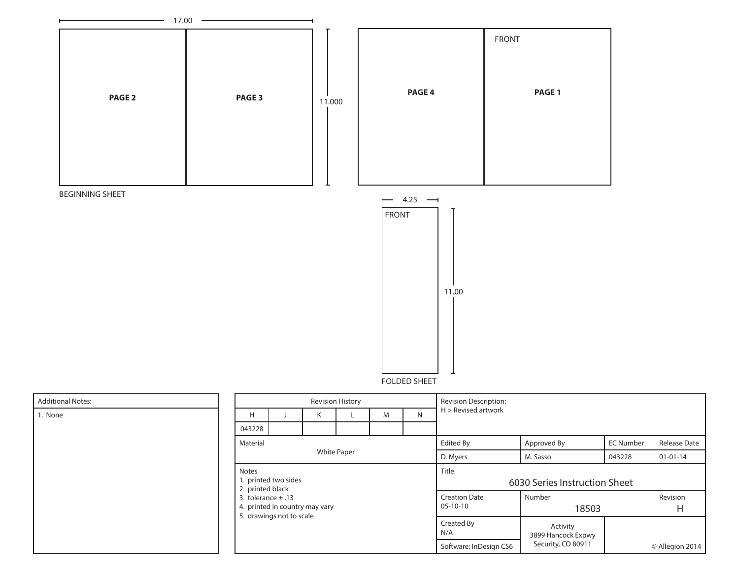17.00

PAGE 2

PAGE 3

11.000

BEGINNING SHEET

FRONT

PAGE 4

PAGE 1

4.25

FRONT

11.00

FOLDED SHEET

| Additional Notes: |
| --- |
| 1. None |

| Revision History | | | | | |
| --- | --- | --- | --- | --- | --- |
| H | J | K | L | M | N |
| 043228 | | | | | |

Material
White Paper

Notes
1. printed two sides
2. printed black
3. tolerance ± .13
4. printed in country may vary
5. drawings not to scale

Revision Description:
H > Revised artwork

| Edited By | Approved By | EC Number | Release Date |
| --- | --- | --- | --- |
| D. Myers | M. Sasso | 043228 | 01-01-14 |

Title
6030 Series Instruction Sheet

| Creation Date | Number | Revision |
| --- | --- | --- |
| 05-10-10 | 18503 | H |

Created By
N/A

Software: InDesign CS6

Activity
3899 Hancock Expwy
Security, CO 80911

© Allegion 2014